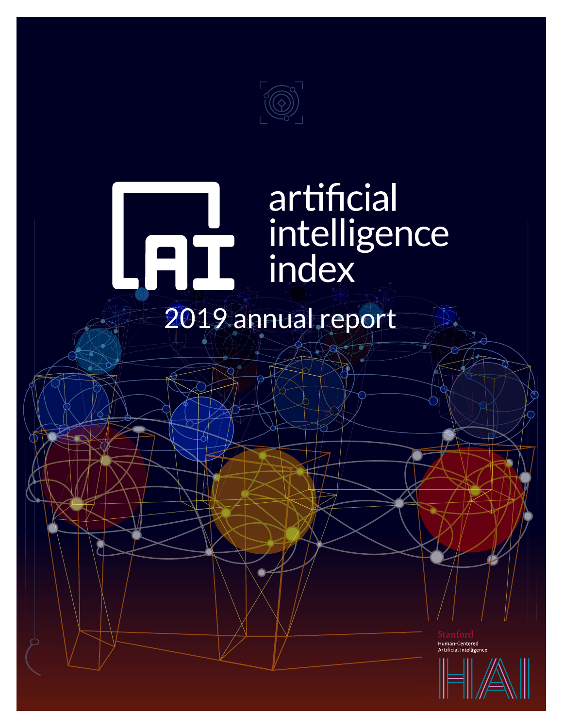# artificial intelligence index

## 2019 annual report

Stanford
Human-Centered
Artificial Intelligence

HAI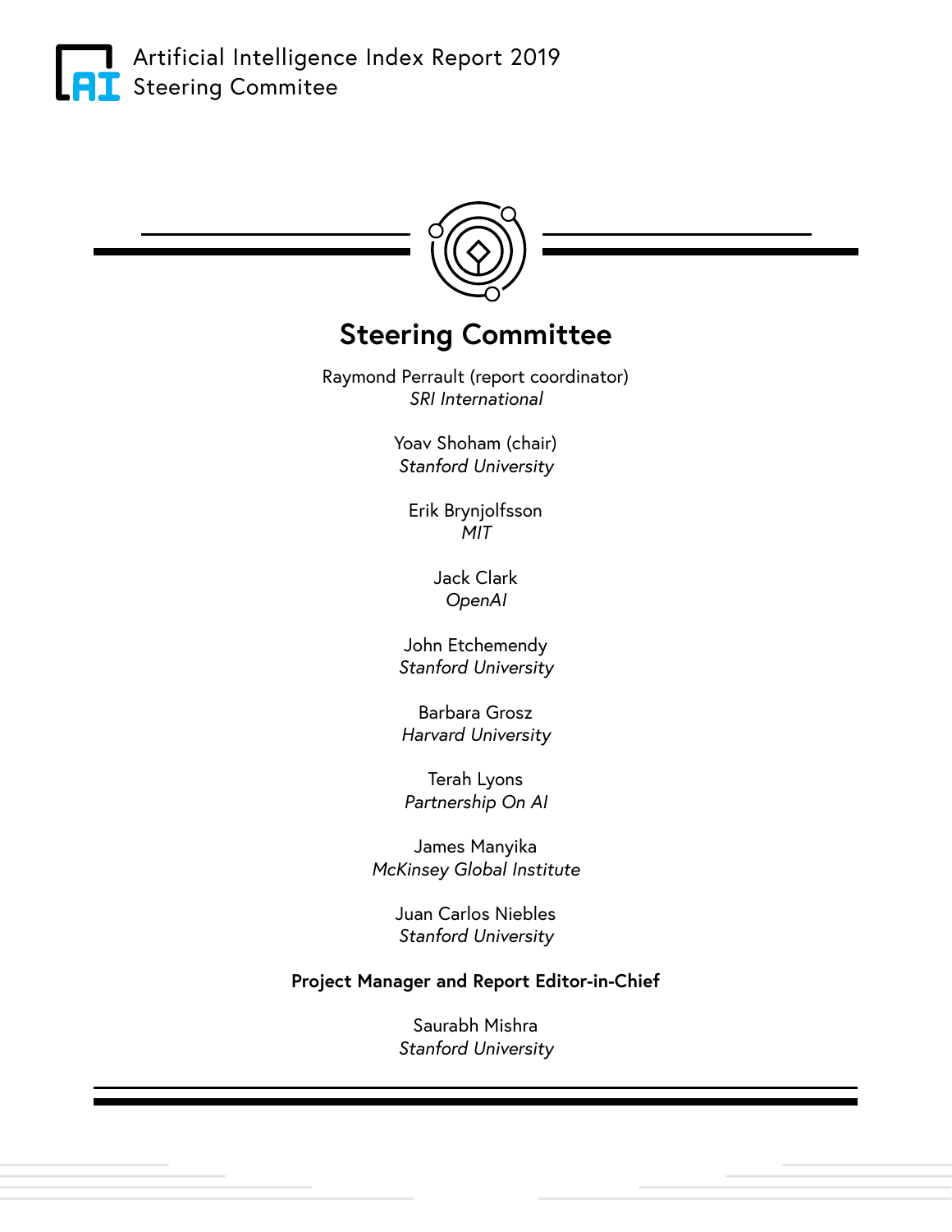# Steering Committee

Raymond Perrault (report coordinator)
*SRI International*

Yoav Shoham (chair)
*Stanford University*

Erik Brynjolfsson
*MIT*

Jack Clark
*OpenAI*

John Etchemendy
*Stanford University*

Barbara Grosz
*Harvard University*

Terah Lyons
*Partnership On AI*

James Manyika
*McKinsey Global Institute*

Juan Carlos Niebles
*Stanford University*

**Project Manager and Report Editor-in-Chief**

Saurabh Mishra
*Stanford University*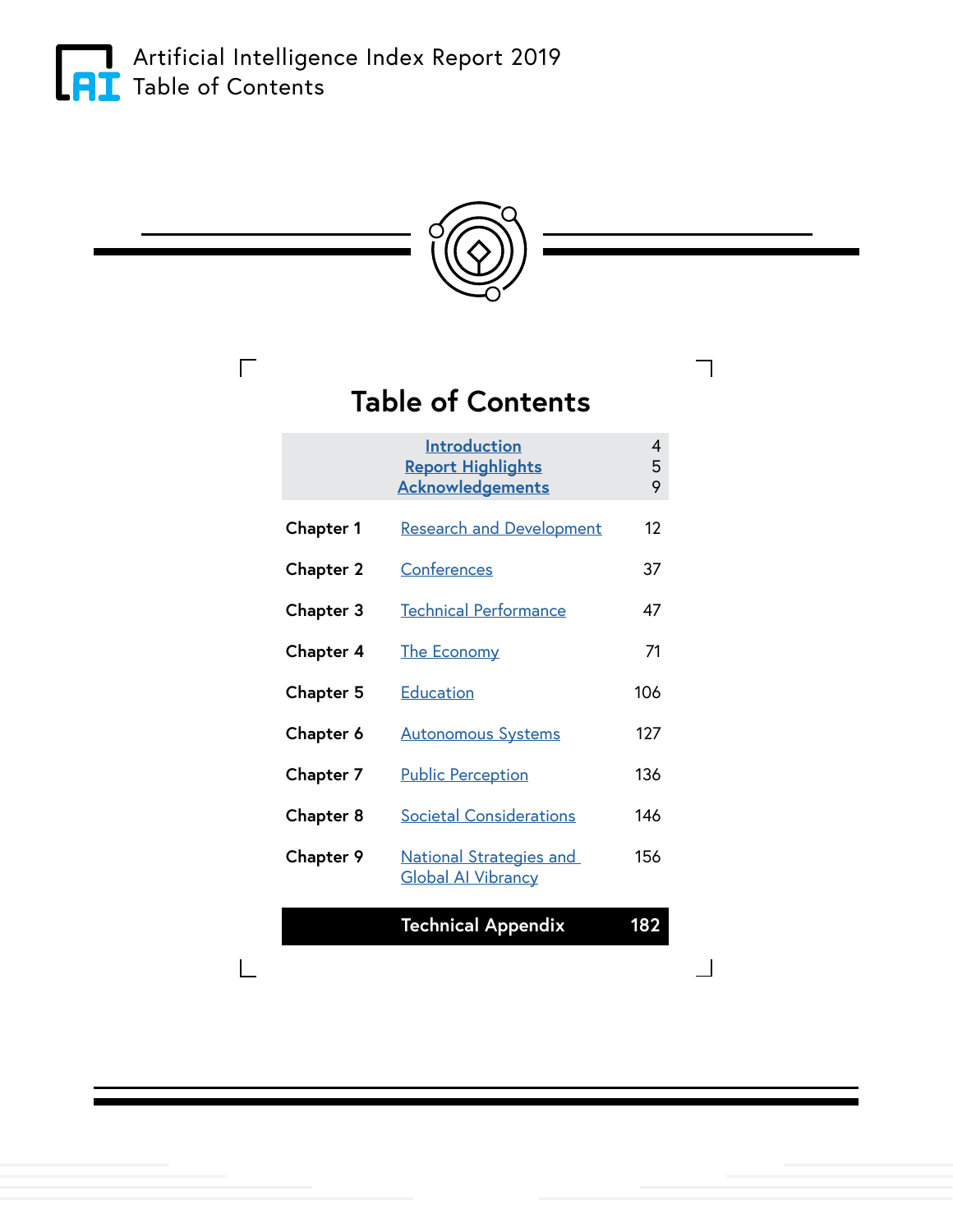# Table of Contents

| | | |
|---|---|---|
| | Introduction | 4 |
| | Report Highlights | 5 |
| | Acknowledgements | 9 |
| **Chapter 1** | Research and Development | 12 |
| **Chapter 2** | Conferences | 37 |
| **Chapter 3** | Technical Performance | 47 |
| **Chapter 4** | The Economy | 71 |
| **Chapter 5** | Education | 106 |
| **Chapter 6** | Autonomous Systems | 127 |
| **Chapter 7** | Public Perception | 136 |
| **Chapter 8** | Societal Considerations | 146 |
| **Chapter 9** | National Strategies and Global AI Vibrancy | 156 |
| | **Technical Appendix** | **182** |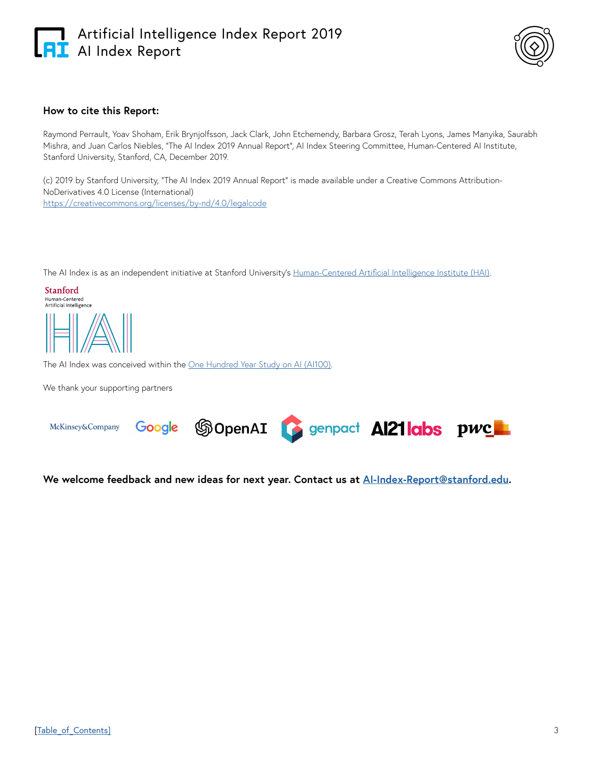### How to cite this Report:

Raymond Perrault, Yoav Shoham, Erik Brynjolfsson, Jack Clark, John Etchemendy, Barbara Grosz, Terah Lyons, James Manyika, Saurabh Mishra, and Juan Carlos Niebles, "The AI Index 2019 Annual Report", AI Index Steering Committee, Human-Centered AI Institute, Stanford University, Stanford, CA, December 2019.

(c) 2019 by Stanford University, "The AI Index 2019 Annual Report" is made available under a Creative Commons Attribution-NoDerivatives 4.0 License (International)
[https://creativecommons.org/licenses/by-nd/4.0/legalcode](https://creativecommons.org/licenses/by-nd/4.0/legalcode)

The AI Index is as an independent initiative at Stanford University's Human-Centered Artificial Intelligence Institute (HAI).

The AI Index was conceived within the One Hundred Year Study on AI (AI100).

We thank your supporting partners

McKinsey&Company, Google, OpenAI, genpact, AI21 labs, pwc

**We welcome feedback and new ideas for next year. Contact us at AI-Index-Report@stanford.edu.**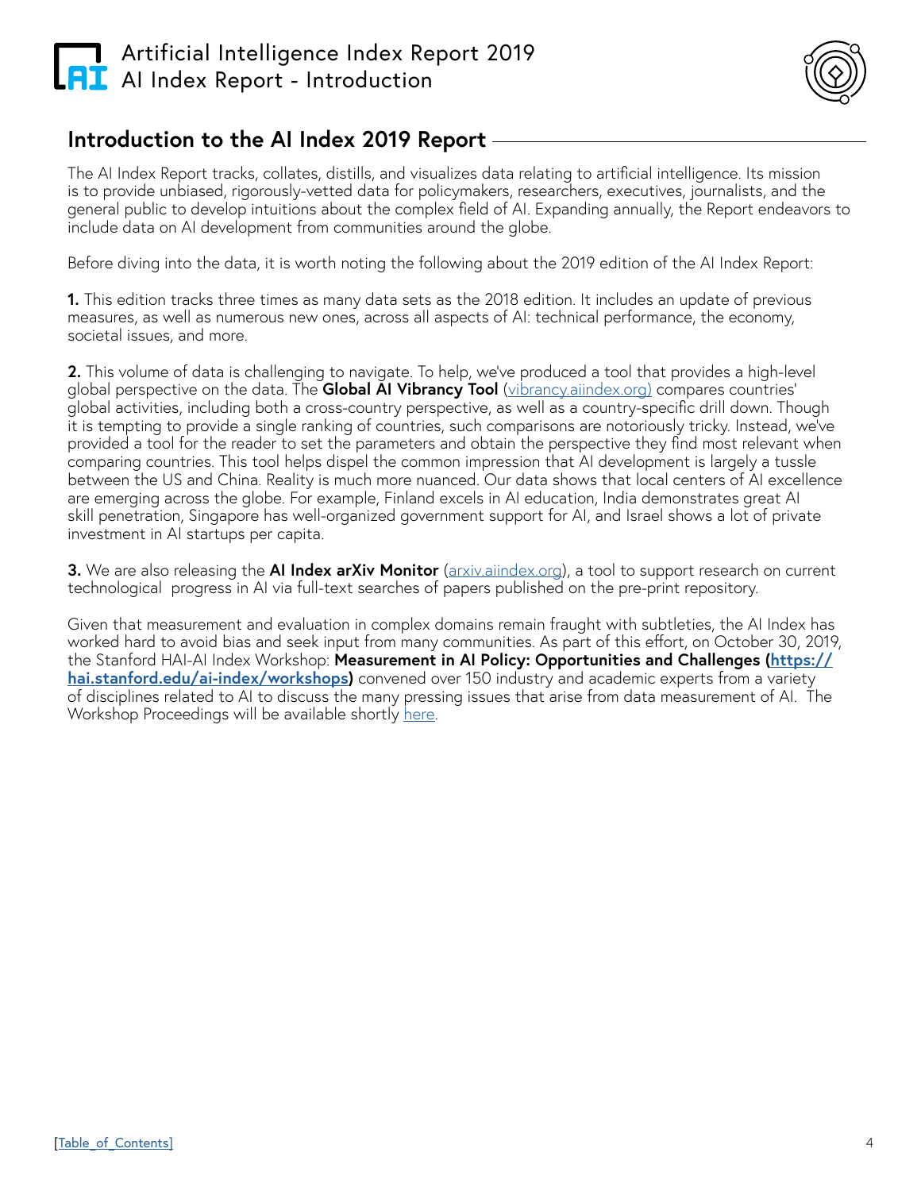## Introduction to the AI Index 2019 Report

The AI Index Report tracks, collates, distills, and visualizes data relating to artificial intelligence. Its mission is to provide unbiased, rigorously-vetted data for policymakers, researchers, executives, journalists, and the general public to develop intuitions about the complex field of AI. Expanding annually, the Report endeavors to include data on AI development from communities around the globe.

Before diving into the data, it is worth noting the following about the 2019 edition of the AI Index Report:

**1.** This edition tracks three times as many data sets as the 2018 edition. It includes an update of previous measures, as well as numerous new ones, across all aspects of AI: technical performance, the economy, societal issues, and more.

**2.** This volume of data is challenging to navigate. To help, we've produced a tool that provides a high-level global perspective on the data. The **Global AI Vibrancy Tool** ([vibrancy.aiindex.org](vibrancy.aiindex.org)) compares countries' global activities, including both a cross-country perspective, as well as a country-specific drill down. Though it is tempting to provide a single ranking of countries, such comparisons are notoriously tricky. Instead, we've provided a tool for the reader to set the parameters and obtain the perspective they find most relevant when comparing countries. This tool helps dispel the common impression that AI development is largely a tussle between the US and China. Reality is much more nuanced. Our data shows that local centers of AI excellence are emerging across the globe. For example, Finland excels in AI education, India demonstrates great AI skill penetration, Singapore has well-organized government support for AI, and Israel shows a lot of private investment in AI startups per capita.

**3.** We are also releasing the **AI Index arXiv Monitor** ([arxiv.aiindex.org](arxiv.aiindex.org)), a tool to support research on current technological progress in AI via full-text searches of papers published on the pre-print repository.

Given that measurement and evaluation in complex domains remain fraught with subtleties, the AI Index has worked hard to avoid bias and seek input from many communities. As part of this effort, on October 30, 2019, the Stanford HAI-AI Index Workshop: **Measurement in AI Policy: Opportunities and Challenges ([https://hai.stanford.edu/ai-index/workshops](https://hai.stanford.edu/ai-index/workshops))** convened over 150 industry and academic experts from a variety of disciplines related to AI to discuss the many pressing issues that arise from data measurement of AI. The Workshop Proceedings will be available shortly here.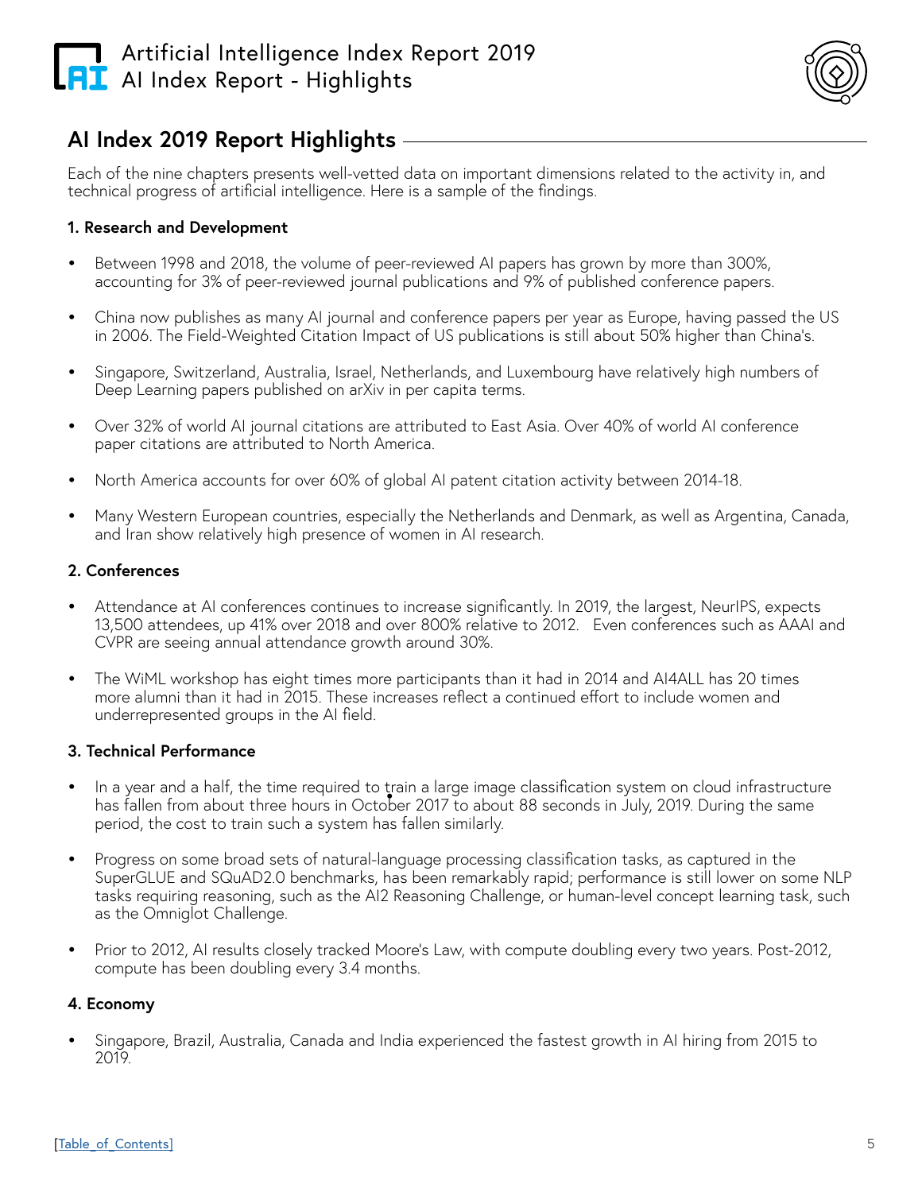## AI Index 2019 Report Highlights

Each of the nine chapters presents well-vetted data on important dimensions related to the activity in, and technical progress of artificial intelligence. Here is a sample of the findings.

**1. Research and Development**

- Between 1998 and 2018, the volume of peer-reviewed AI papers has grown by more than 300%, accounting for 3% of peer-reviewed journal publications and 9% of published conference papers.
- China now publishes as many AI journal and conference papers per year as Europe, having passed the US in 2006. The Field-Weighted Citation Impact of US publications is still about 50% higher than China's.
- Singapore, Switzerland, Australia, Israel, Netherlands, and Luxembourg have relatively high numbers of Deep Learning papers published on arXiv in per capita terms.
- Over 32% of world AI journal citations are attributed to East Asia. Over 40% of world AI conference paper citations are attributed to North America.
- North America accounts for over 60% of global AI patent citation activity between 2014-18.
- Many Western European countries, especially the Netherlands and Denmark, as well as Argentina, Canada, and Iran show relatively high presence of women in AI research.

**2. Conferences**

- Attendance at AI conferences continues to increase significantly. In 2019, the largest, NeurIPS, expects 13,500 attendees, up 41% over 2018 and over 800% relative to 2012. Even conferences such as AAAI and CVPR are seeing annual attendance growth around 30%.
- The WiML workshop has eight times more participants than it had in 2014 and AI4ALL has 20 times more alumni than it had in 2015. These increases reflect a continued effort to include women and underrepresented groups in the AI field.

**3. Technical Performance**

- In a year and a half, the time required to train a large image classification system on cloud infrastructure has fallen from about three hours in October 2017 to about 88 seconds in July, 2019. During the same period, the cost to train such a system has fallen similarly.
- Progress on some broad sets of natural-language processing classification tasks, as captured in the SuperGLUE and SQuAD2.0 benchmarks, has been remarkably rapid; performance is still lower on some NLP tasks requiring reasoning, such as the AI2 Reasoning Challenge, or human-level concept learning task, such as the Omniglot Challenge.
- Prior to 2012, AI results closely tracked Moore's Law, with compute doubling every two years. Post-2012, compute has been doubling every 3.4 months.

**4. Economy**

- Singapore, Brazil, Australia, Canada and India experienced the fastest growth in AI hiring from 2015 to 2019.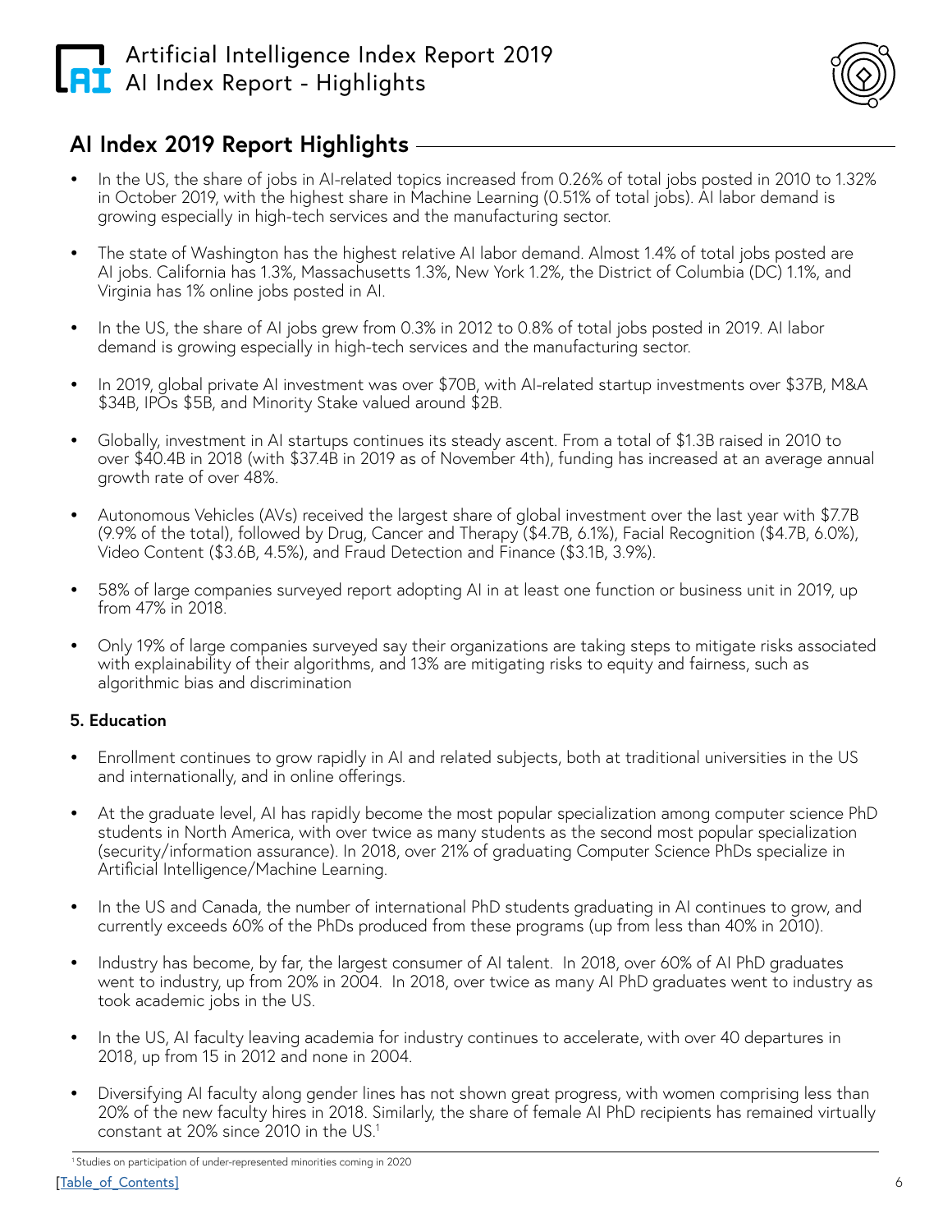## AI Index 2019 Report Highlights

- In the US, the share of jobs in AI-related topics increased from 0.26% of total jobs posted in 2010 to 1.32% in October 2019, with the highest share in Machine Learning (0.51% of total jobs). AI labor demand is growing especially in high-tech services and the manufacturing sector.
- The state of Washington has the highest relative AI labor demand. Almost 1.4% of total jobs posted are AI jobs. California has 1.3%, Massachusetts 1.3%, New York 1.2%, the District of Columbia (DC) 1.1%, and Virginia has 1% online jobs posted in AI.
- In the US, the share of AI jobs grew from 0.3% in 2012 to 0.8% of total jobs posted in 2019. AI labor demand is growing especially in high-tech services and the manufacturing sector.
- In 2019, global private AI investment was over $70B, with AI-related startup investments over $37B, M&A $34B, IPOs $5B, and Minority Stake valued around $2B.
- Globally, investment in AI startups continues its steady ascent. From a total of $1.3B raised in 2010 to over $40.4B in 2018 (with $37.4B in 2019 as of November 4th), funding has increased at an average annual growth rate of over 48%.
- Autonomous Vehicles (AVs) received the largest share of global investment over the last year with $7.7B (9.9% of the total), followed by Drug, Cancer and Therapy ($4.7B, 6.1%), Facial Recognition ($4.7B, 6.0%), Video Content ($3.6B, 4.5%), and Fraud Detection and Finance ($3.1B, 3.9%).
- 58% of large companies surveyed report adopting AI in at least one function or business unit in 2019, up from 47% in 2018.
- Only 19% of large companies surveyed say their organizations are taking steps to mitigate risks associated with explainability of their algorithms, and 13% are mitigating risks to equity and fairness, such as algorithmic bias and discrimination

**5. Education**

- Enrollment continues to grow rapidly in AI and related subjects, both at traditional universities in the US and internationally, and in online offerings.
- At the graduate level, AI has rapidly become the most popular specialization among computer science PhD students in North America, with over twice as many students as the second most popular specialization (security/information assurance). In 2018, over 21% of graduating Computer Science PhDs specialize in Artificial Intelligence/Machine Learning.
- In the US and Canada, the number of international PhD students graduating in AI continues to grow, and currently exceeds 60% of the PhDs produced from these programs (up from less than 40% in 2010).
- Industry has become, by far, the largest consumer of AI talent. In 2018, over 60% of AI PhD graduates went to industry, up from 20% in 2004. In 2018, over twice as many AI PhD graduates went to industry as took academic jobs in the US.
- In the US, AI faculty leaving academia for industry continues to accelerate, with over 40 departures in 2018, up from 15 in 2012 and none in 2004.
- Diversifying AI faculty along gender lines has not shown great progress, with women comprising less than 20% of the new faculty hires in 2018. Similarly, the share of female AI PhD recipients has remained virtually constant at 20% since 2010 in the US.[1]

[1] Studies on participation of under-represented minorities coming in 2020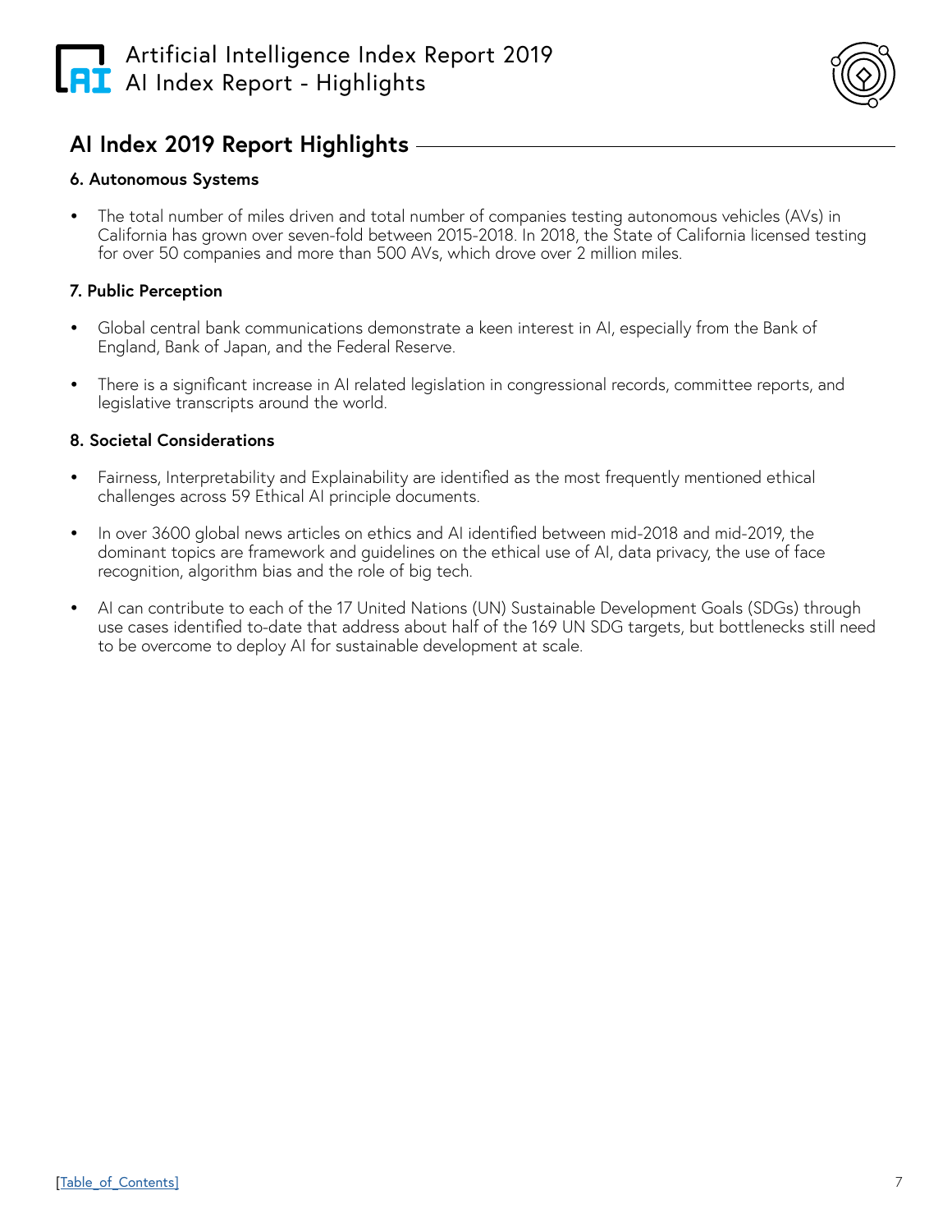## AI Index 2019 Report Highlights

**6. Autonomous Systems**

- The total number of miles driven and total number of companies testing autonomous vehicles (AVs) in California has grown over seven-fold between 2015-2018. In 2018, the State of California licensed testing for over 50 companies and more than 500 AVs, which drove over 2 million miles.

**7. Public Perception**

- Global central bank communications demonstrate a keen interest in AI, especially from the Bank of England, Bank of Japan, and the Federal Reserve.
- There is a significant increase in AI related legislation in congressional records, committee reports, and legislative transcripts around the world.

**8. Societal Considerations**

- Fairness, Interpretability and Explainability are identified as the most frequently mentioned ethical challenges across 59 Ethical AI principle documents.
- In over 3600 global news articles on ethics and AI identified between mid-2018 and mid-2019, the dominant topics are framework and guidelines on the ethical use of AI, data privacy, the use of face recognition, algorithm bias and the role of big tech.
- AI can contribute to each of the 17 United Nations (UN) Sustainable Development Goals (SDGs) through use cases identified to-date that address about half of the 169 UN SDG targets, but bottlenecks still need to be overcome to deploy AI for sustainable development at scale.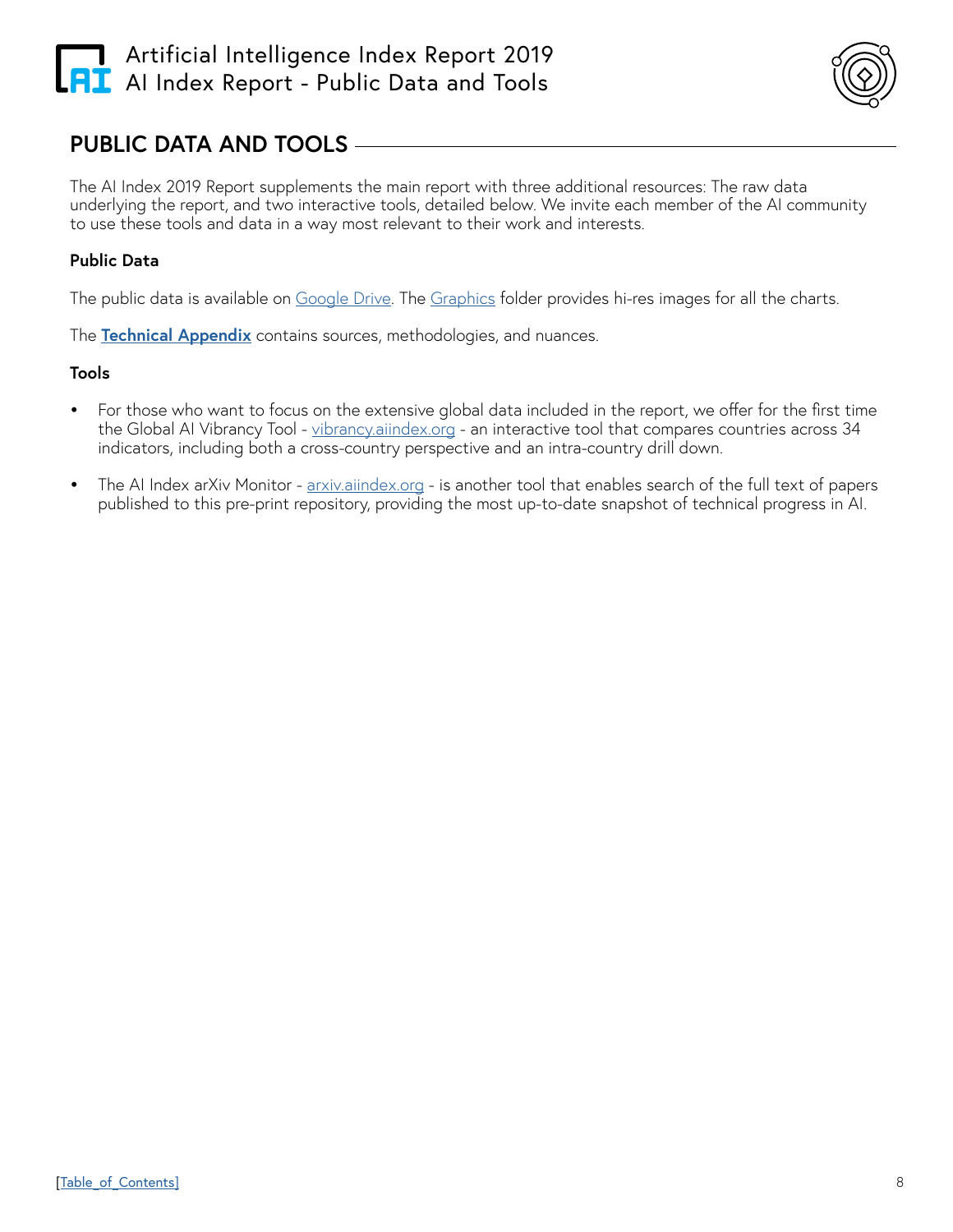## PUBLIC DATA AND TOOLS

The AI Index 2019 Report supplements the main report with three additional resources: The raw data underlying the report, and two interactive tools, detailed below. We invite each member of the AI community to use these tools and data in a way most relevant to their work and interests.

### Public Data

The public data is available on Google Drive. The Graphics folder provides hi-res images for all the charts.

The **Technical Appendix** contains sources, methodologies, and nuances.

### Tools

- For those who want to focus on the extensive global data included in the report, we offer for the first time the Global AI Vibrancy Tool - vibrancy.aiindex.org - an interactive tool that compares countries across 34 indicators, including both a cross-country perspective and an intra-country drill down.
- The AI Index arXiv Monitor - arxiv.aiindex.org - is another tool that enables search of the full text of papers published to this pre-print repository, providing the most up-to-date snapshot of technical progress in AI.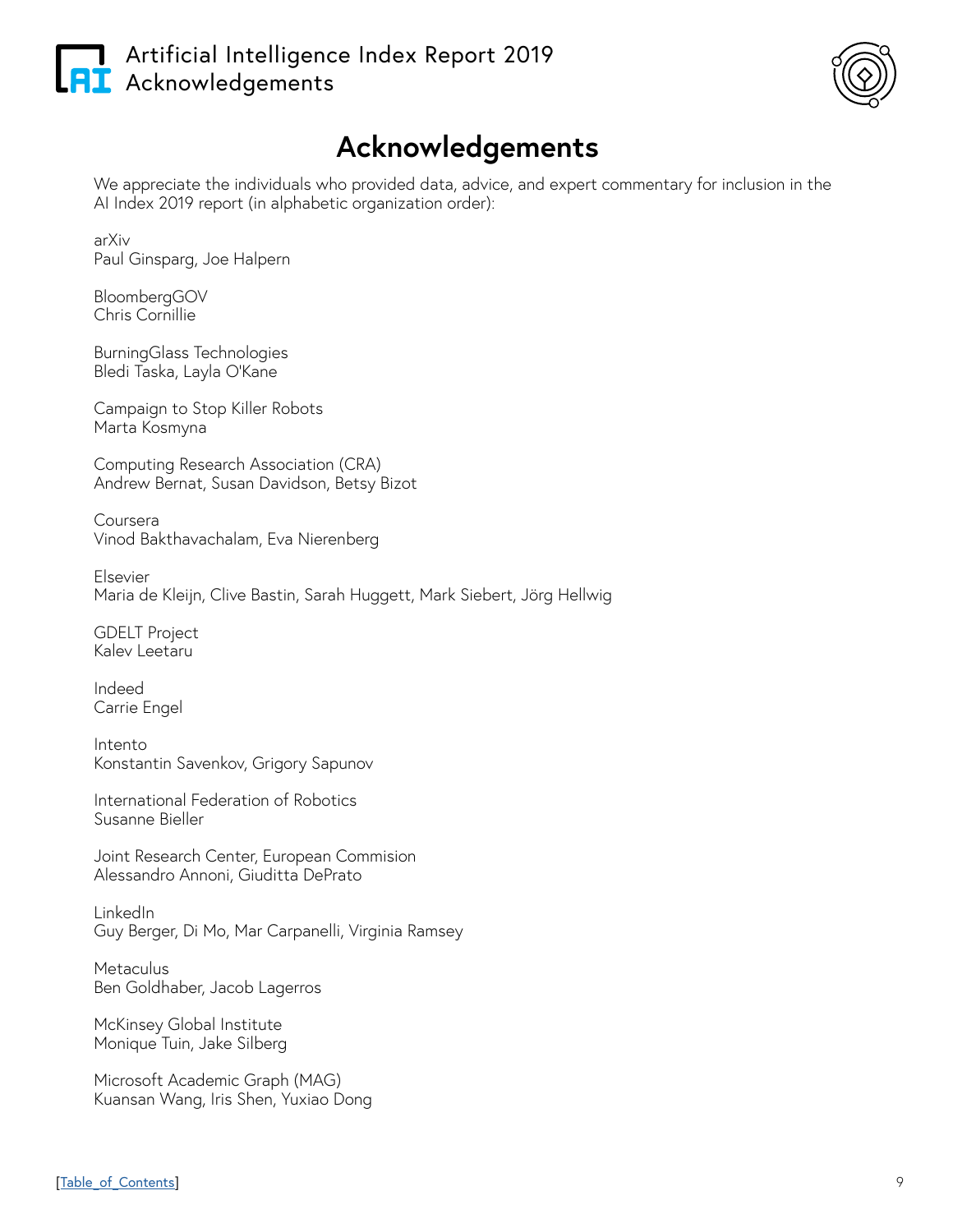# Acknowledgements

We appreciate the individuals who provided data, advice, and expert commentary for inclusion in the AI Index 2019 report (in alphabetic organization order):

arXiv
Paul Ginsparg, Joe Halpern

BloombergGOV
Chris Cornillie

BurningGlass Technologies
Bledi Taska, Layla O'Kane

Campaign to Stop Killer Robots
Marta Kosmyna

Computing Research Association (CRA)
Andrew Bernat, Susan Davidson, Betsy Bizot

Coursera
Vinod Bakthavachalam, Eva Nierenberg

Elsevier
Maria de Kleijn, Clive Bastin, Sarah Huggett, Mark Siebert, Jörg Hellwig

GDELT Project
Kalev Leetaru

Indeed
Carrie Engel

Intento
Konstantin Savenkov, Grigory Sapunov

International Federation of Robotics
Susanne Bieller

Joint Research Center, European Commision
Alessandro Annoni, Giuditta DePrato

LinkedIn
Guy Berger, Di Mo, Mar Carpanelli, Virginia Ramsey

Metaculus
Ben Goldhaber, Jacob Lagerros

McKinsey Global Institute
Monique Tuin, Jake Silberg

Microsoft Academic Graph (MAG)
Kuansan Wang, Iris Shen, Yuxiao Dong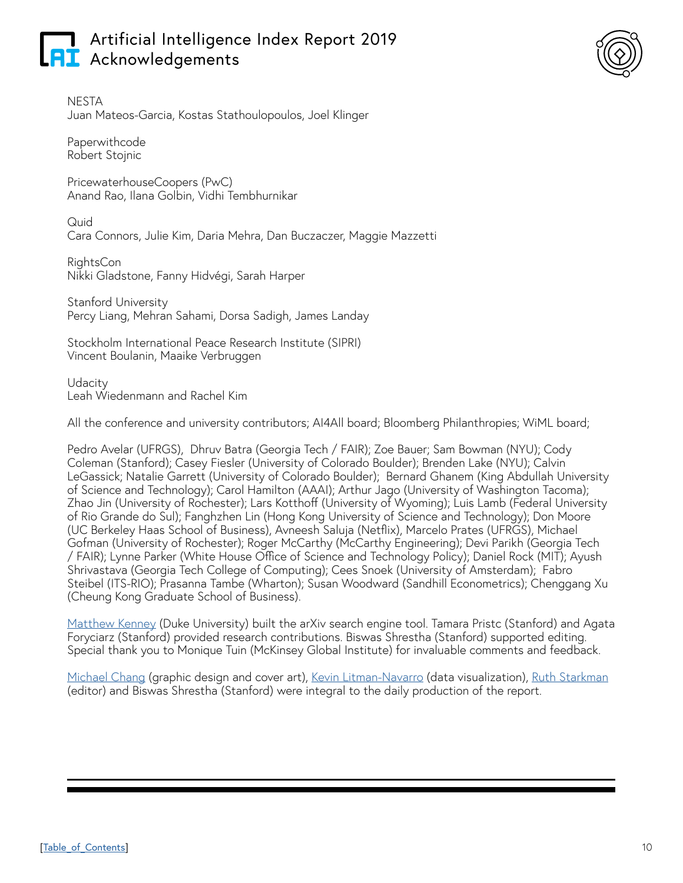NESTA
Juan Mateos-Garcia, Kostas Stathoulopoulos, Joel Klinger

Paperwithcode
Robert Stojnic

PricewaterhouseCoopers (PwC)
Anand Rao, Ilana Golbin, Vidhi Tembhurnikar

Quid
Cara Connors, Julie Kim, Daria Mehra, Dan Buczaczer, Maggie Mazzetti

RightsCon
Nikki Gladstone, Fanny Hidvégi, Sarah Harper

Stanford University
Percy Liang, Mehran Sahami, Dorsa Sadigh, James Landay

Stockholm International Peace Research Institute (SIPRI)
Vincent Boulanin, Maaike Verbruggen

Udacity
Leah Wiedenmann and Rachel Kim

All the conference and university contributors; AI4All board; Bloomberg Philanthropies; WiML board;

Pedro Avelar (UFRGS), Dhruv Batra (Georgia Tech / FAIR); Zoe Bauer; Sam Bowman (NYU); Cody Coleman (Stanford); Casey Fiesler (University of Colorado Boulder); Brenden Lake (NYU); Calvin LeGassick; Natalie Garrett (University of Colorado Boulder); Bernard Ghanem (King Abdullah University of Science and Technology); Carol Hamilton (AAAI); Arthur Jago (University of Washington Tacoma); Zhao Jin (University of Rochester); Lars Kotthoff (University of Wyoming); Luis Lamb (Federal University of Rio Grande do Sul); Fanghzhen Lin (Hong Kong University of Science and Technology); Don Moore (UC Berkeley Haas School of Business), Avneesh Saluja (Netflix), Marcelo Prates (UFRGS), Michael Gofman (University of Rochester); Roger McCarthy (McCarthy Engineering); Devi Parikh (Georgia Tech / FAIR); Lynne Parker (White House Office of Science and Technology Policy); Daniel Rock (MIT); Ayush Shrivastava (Georgia Tech College of Computing); Cees Snoek (University of Amsterdam); Fabro Steibel (ITS-RIO); Prasanna Tambe (Wharton); Susan Woodward (Sandhill Econometrics); Chenggang Xu (Cheung Kong Graduate School of Business).

Matthew Kenney (Duke University) built the arXiv search engine tool. Tamara Pristc (Stanford) and Agata Foryciarz (Stanford) provided research contributions. Biswas Shrestha (Stanford) supported editing. Special thank you to Monique Tuin (McKinsey Global Institute) for invaluable comments and feedback.

Michael Chang (graphic design and cover art), Kevin Litman-Navarro (data visualization), Ruth Starkman (editor) and Biswas Shrestha (Stanford) were integral to the daily production of the report.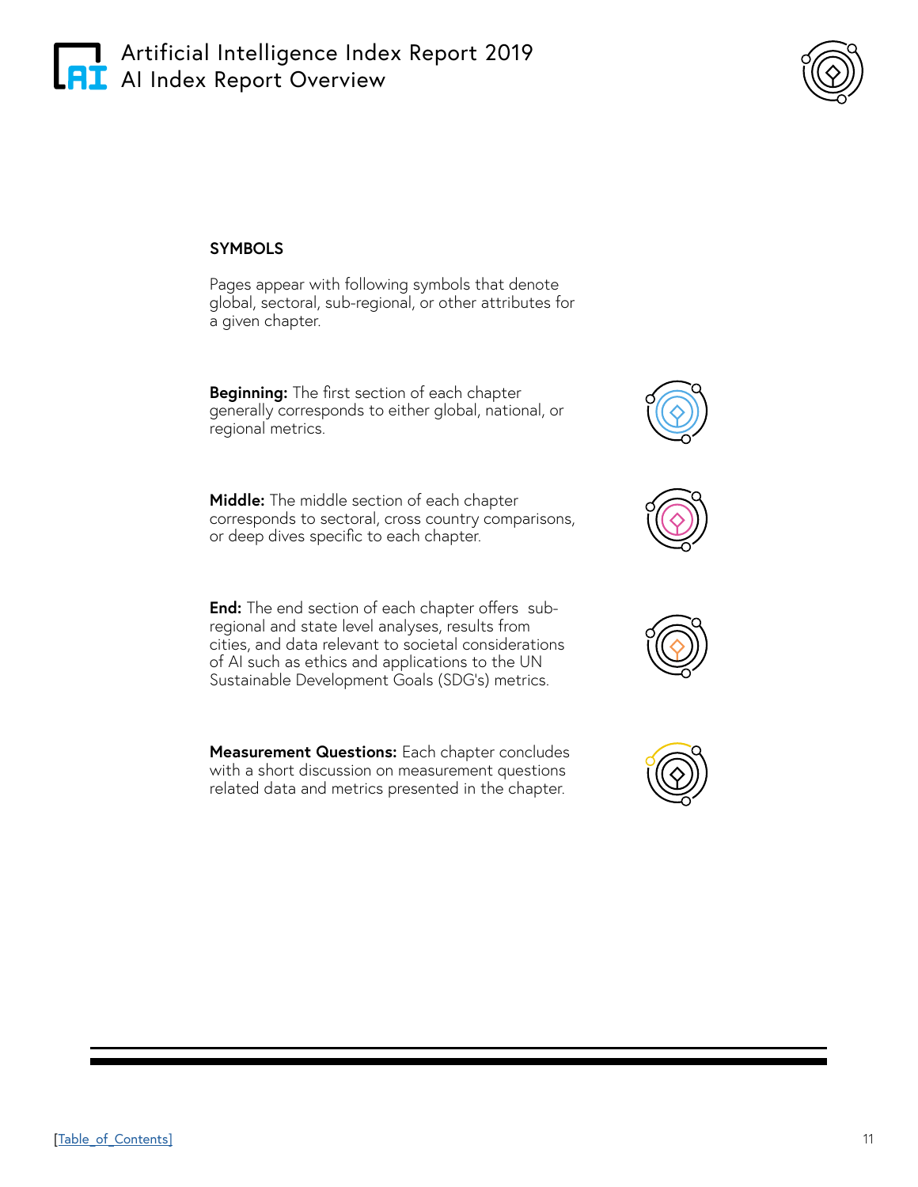## SYMBOLS

Pages appear with following symbols that denote global, sectoral, sub-regional, or other attributes for a given chapter.

**Beginning:** The first section of each chapter generally corresponds to either global, national, or regional metrics.

**Middle:** The middle section of each chapter corresponds to sectoral, cross country comparisons, or deep dives specific to each chapter.

**End:** The end section of each chapter offers sub-regional and state level analyses, results from cities, and data relevant to societal considerations of AI such as ethics and applications to the UN Sustainable Development Goals (SDG's) metrics.

**Measurement Questions:** Each chapter concludes with a short discussion on measurement questions related data and metrics presented in the chapter.